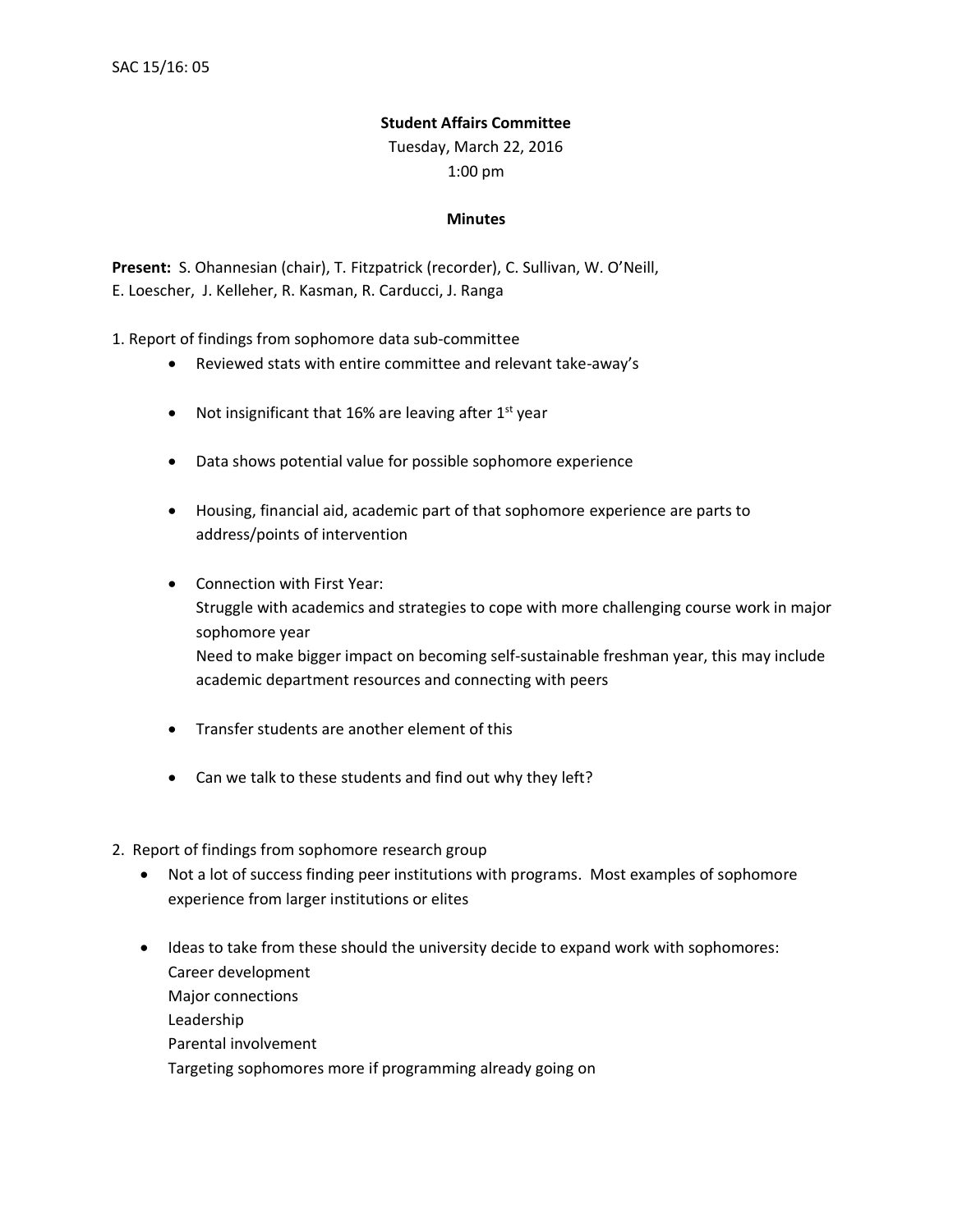SAC 15/16: 05

**Student Affairs Committee**

Tuesday, March 22, 2016

1:00 pm

**Minutes**

**Present:** S. Ohannesian (chair), T. Fitzpatrick (recorder), C. Sullivan, W. O'Neill, E. Loescher, J. Kelleher, R. Kasman, R. Carducci, J. Ranga

1. Report of findings from sophomore data sub-committee
   - Reviewed stats with entire committee and relevant take-away's
   - Not insignificant that 16% are leaving after 1st year
   - Data shows potential value for possible sophomore experience
   - Housing, financial aid, academic part of that sophomore experience are parts to address/points of intervention
   - Connection with First Year:
     Struggle with academics and strategies to cope with more challenging course work in major sophomore year
     Need to make bigger impact on becoming self-sustainable freshman year, this may include academic department resources and connecting with peers
   - Transfer students are another element of this
   - Can we talk to these students and find out why they left?

2. Report of findings from sophomore research group
   - Not a lot of success finding peer institutions with programs. Most examples of sophomore experience from larger institutions or elites
   - Ideas to take from these should the university decide to expand work with sophomores:
     Career development
     Major connections
     Leadership
     Parental involvement
     Targeting sophomores more if programming already going on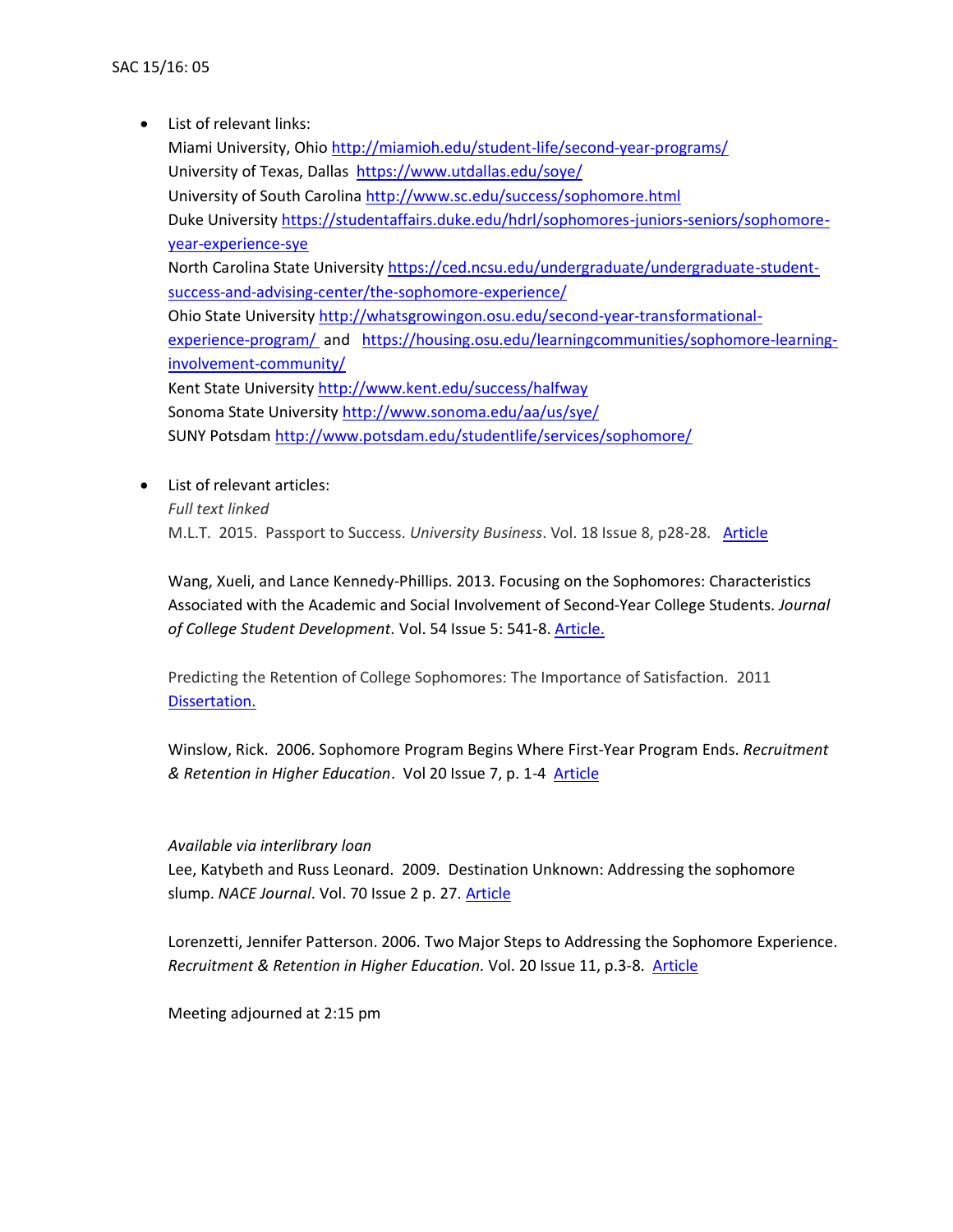- List of relevant links:
  Miami University, Ohio http://miamioh.edu/student-life/second-year-programs/
  University of Texas, Dallas https://www.utdallas.edu/soye/
  University of South Carolina http://www.sc.edu/success/sophomore.html
  Duke University https://studentaffairs.duke.edu/hdrl/sophomores-juniors-seniors/sophomore-year-experience-sye
  North Carolina State University https://ced.ncsu.edu/undergraduate/undergraduate-student-success-and-advising-center/the-sophomore-experience/
  Ohio State University http://whatsgrowingon.osu.edu/second-year-transformational-experience-program/ and https://housing.osu.edu/learningcommunities/sophomore-learning-involvement-community/
  Kent State University http://www.kent.edu/success/halfway
  Sonoma State University http://www.sonoma.edu/aa/us/sye/
  SUNY Potsdam http://www.potsdam.edu/studentlife/services/sophomore/

- List of relevant articles:

  *Full text linked*

  M.L.T. 2015. Passport to Success. *University Business*. Vol. 18 Issue 8, p28-28. Article

  Wang, Xueli, and Lance Kennedy-Phillips. 2013. Focusing on the Sophomores: Characteristics Associated with the Academic and Social Involvement of Second-Year College Students. *Journal of College Student Development*. Vol. 54 Issue 5: 541-8. Article.

  Predicting the Retention of College Sophomores: The Importance of Satisfaction. 2011 Dissertation.

  Winslow, Rick. 2006. Sophomore Program Begins Where First-Year Program Ends. *Recruitment & Retention in Higher Education*. Vol 20 Issue 7, p. 1-4 Article

  *Available via interlibrary loan*

  Lee, Katybeth and Russ Leonard. 2009. Destination Unknown: Addressing the sophomore slump. *NACE Journal*. Vol. 70 Issue 2 p. 27. Article

  Lorenzetti, Jennifer Patterson. 2006. Two Major Steps to Addressing the Sophomore Experience. *Recruitment & Retention in Higher Education.* Vol. 20 Issue 11, p.3-8. Article

  Meeting adjourned at 2:15 pm